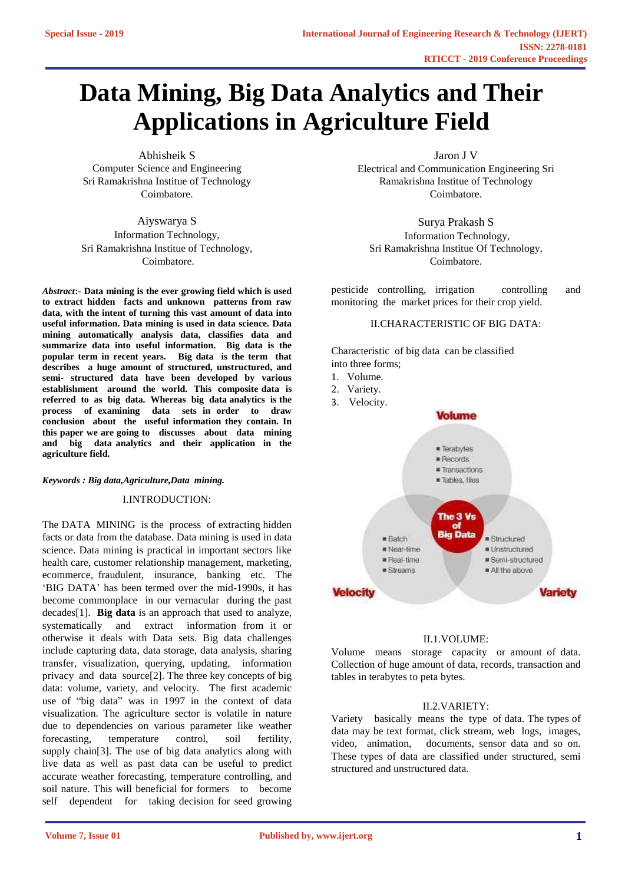# Data Mining, Big Data Analytics and Their Applications in Agriculture Field

Abhisheik S
Computer Science and Engineering
Sri Ramakrishna Institue of Technology
Coimbatore.

Jaron J V
Electrical and Communication Engineering Sri Ramakrishna Institue of Technology
Coimbatore.

Aiyswarya S
Information Technology,
Sri Ramakrishna Institue of Technology,
Coimbatore.

Surya Prakash S
Information Technology,
Sri Ramakrishna Institue Of Technology,
Coimbatore.

***Abstract*:- Data mining is the ever growing field which is used to extract hidden facts and unknown patterns from raw data, with the intent of turning this vast amount of data into useful information. Data mining is used in data science. Data mining automatically analysis data, classifies data and summarize data into useful information. Big data is the popular term in recent years. Big data is the term that describes a huge amount of structured, unstructured, and semi- structured data have been developed by various establishment around the world. This composite data is referred to as big data. Whereas big data analytics is the process of examining data sets in order to draw conclusion about the useful information they contain. In this paper we are going to discusses about data mining and big data analytics and their application in the agriculture field.**

***Keywords : Big data,Agriculture,Data mining.***

## I.INTRODUCTION:

The DATA MINING is the process of extracting hidden facts or data from the database. Data mining is used in data science. Data mining is practical in important sectors like health care, customer relationship management, marketing, ecommerce, fraudulent, insurance, banking etc. The 'BIG DATA' has been termed over the mid-1990s, it has become commonplace in our vernacular during the past decades[1]. **Big data** is an approach that used to analyze, systematically and extract information from it or otherwise it deals with Data sets. Big data challenges include capturing data, data storage, data analysis, sharing transfer, visualization, querying, updating, information privacy and data source[2]. The three key concepts of big data: volume, variety, and velocity. The first academic use of "big data" was in 1997 in the context of data visualization. The agriculture sector is volatile in nature due to dependencies on various parameter like weather forecasting, temperature control, soil fertility, supply chain[3]. The use of big data analytics along with live data as well as past data can be useful to predict accurate weather forecasting, temperature controlling, and soil nature. This will beneficial for formers to become self dependent for taking decision for seed growing pesticide controlling, irrigation controlling and monitoring the market prices for their crop yield.

## II.CHARACTERISTIC OF BIG DATA:

Characteristic of big data can be classified into three forms;

1. Volume.
2. Variety.
3. Velocity.

### II.1.VOLUME:

Volume means storage capacity or amount of data. Collection of huge amount of data, records, transaction and tables in terabytes to peta bytes.

### II.2.VARIETY:

Variety basically means the type of data. The types of data may be text format, click stream, web logs, images, video, animation, documents, sensor data and so on. These types of data are classified under structured, semi structured and unstructured data.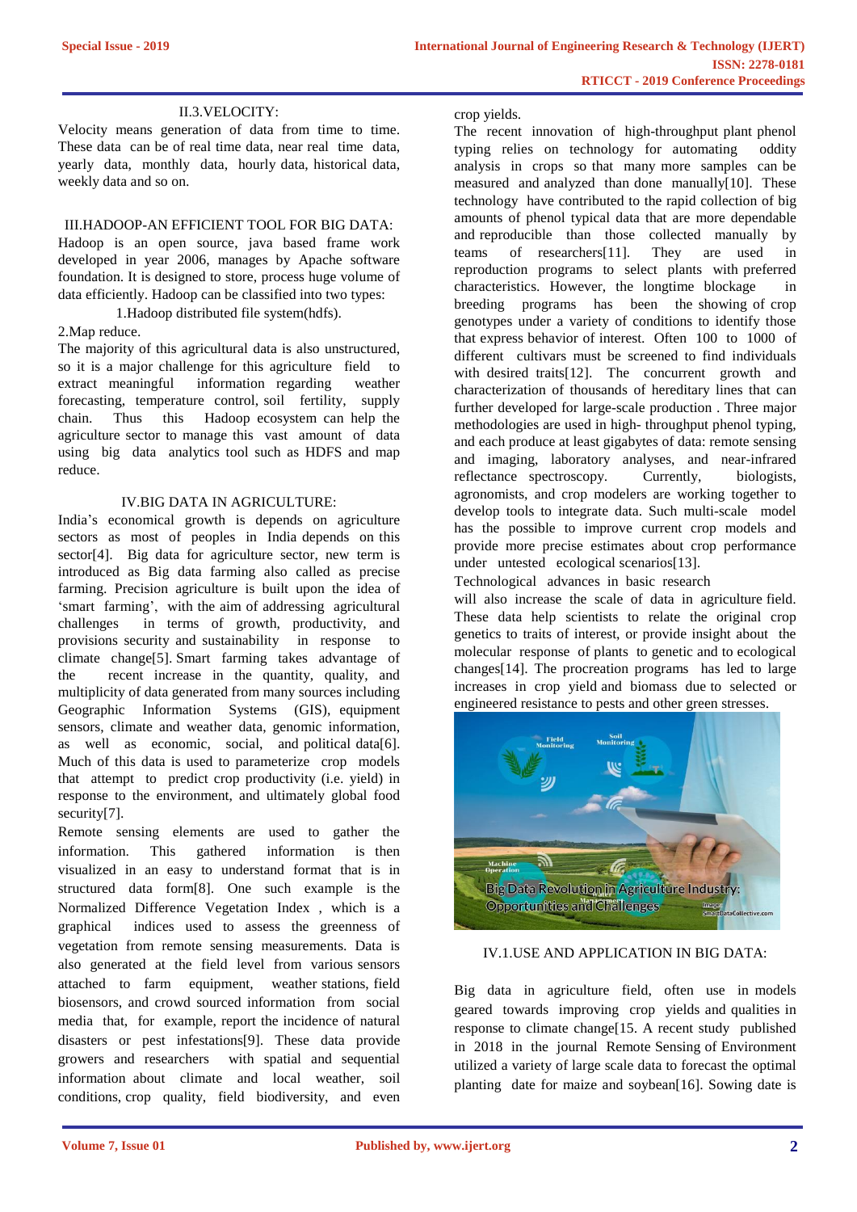### II.3.VELOCITY:

Velocity means generation of data from time to time. These data can be of real time data, near real time data, yearly data, monthly data, hourly data, historical data, weekly data and so on.

## III.HADOOP-AN EFFICIENT TOOL FOR BIG DATA:

Hadoop is an open source, java based frame work developed in year 2006, manages by Apache software foundation. It is designed to store, process huge volume of data efficiently. Hadoop can be classified into two types:

1.Hadoop distributed file system(hdfs).

2.Map reduce.

The majority of this agricultural data is also unstructured, so it is a major challenge for this agriculture field to extract meaningful information regarding weather forecasting, temperature control, soil fertility, supply chain. Thus this Hadoop ecosystem can help the agriculture sector to manage this vast amount of data using big data analytics tool such as HDFS and map reduce.

## IV.BIG DATA IN AGRICULTURE:

India's economical growth is depends on agriculture sectors as most of peoples in India depends on this sector[4]. Big data for agriculture sector, new term is introduced as Big data farming also called as precise farming. Precision agriculture is built upon the idea of 'smart farming', with the aim of addressing agricultural challenges in terms of growth, productivity, and provisions security and sustainability in response to climate change[5]. Smart farming takes advantage of the recent increase in the quantity, quality, and multiplicity of data generated from many sources including Geographic Information Systems (GIS), equipment sensors, climate and weather data, genomic information, as well as economic, social, and political data[6]. Much of this data is used to parameterize crop models that attempt to predict crop productivity (i.e. yield) in response to the environment, and ultimately global food security[7].

Remote sensing elements are used to gather the information. This gathered information is then visualized in an easy to understand format that is in structured data format[8]. One such example is the Normalized Difference Vegetation Index , which is a graphical indices used to assess the greenness of vegetation from remote sensing measurements. Data is also generated at the field level from various sensors attached to farm equipment, weather stations, field biosensors, and crowd sourced information from social media that, for example, report the incidence of natural disasters or pest infestations[9]. These data provide growers and researchers with spatial and sequential information about climate and local weather, soil conditions, crop quality, field biodiversity, and even crop yields.

The recent innovation of high-throughput plant phenol typing relies on technology for automating oddity analysis in crops so that many more samples can be measured and analyzed than done manually[10]. These technology have contributed to the rapid collection of big amounts of phenol typical data that are more dependable and reproducible than those collected manually by teams of researchers[11]. They are used in reproduction programs to select plants with preferred characteristics. However, the longtime blockage in breeding programs has been the showing of crop genotypes under a variety of conditions to identify those that express behavior of interest. Often 100 to 1000 of different cultivars must be screened to find individuals with desired traits[12]. The concurrent growth and characterization of thousands of hereditary lines that can further developed for large-scale production . Three major methodologies are used in high- throughput phenol typing, and each produce at least gigabytes of data: remote sensing and imaging, laboratory analyses, and near-infrared reflectance spectroscopy. Currently, biologists, agronomists, and crop modelers are working together to develop tools to integrate data. Such multi-scale model has the possible to improve current crop models and provide more precise estimates about crop performance under untested ecological scenarios[13].

Technological advances in basic research will also increase the scale of data in agriculture field. These data help scientists to relate the original crop genetics to traits of interest, or provide insight about the molecular response of plants to genetic and to ecological changes[14]. The procreation programs has led to large increases in crop yield and biomass due to selected or engineered resistance to pests and other green stresses.

### IV.1.USE AND APPLICATION IN BIG DATA:

Big data in agriculture field, often use in models geared towards improving crop yields and qualities in response to climate change[15. A recent study published in 2018 in the journal Remote Sensing of Environment utilized a variety of large scale data to forecast the optimal planting date for maize and soybean[16]. Sowing date is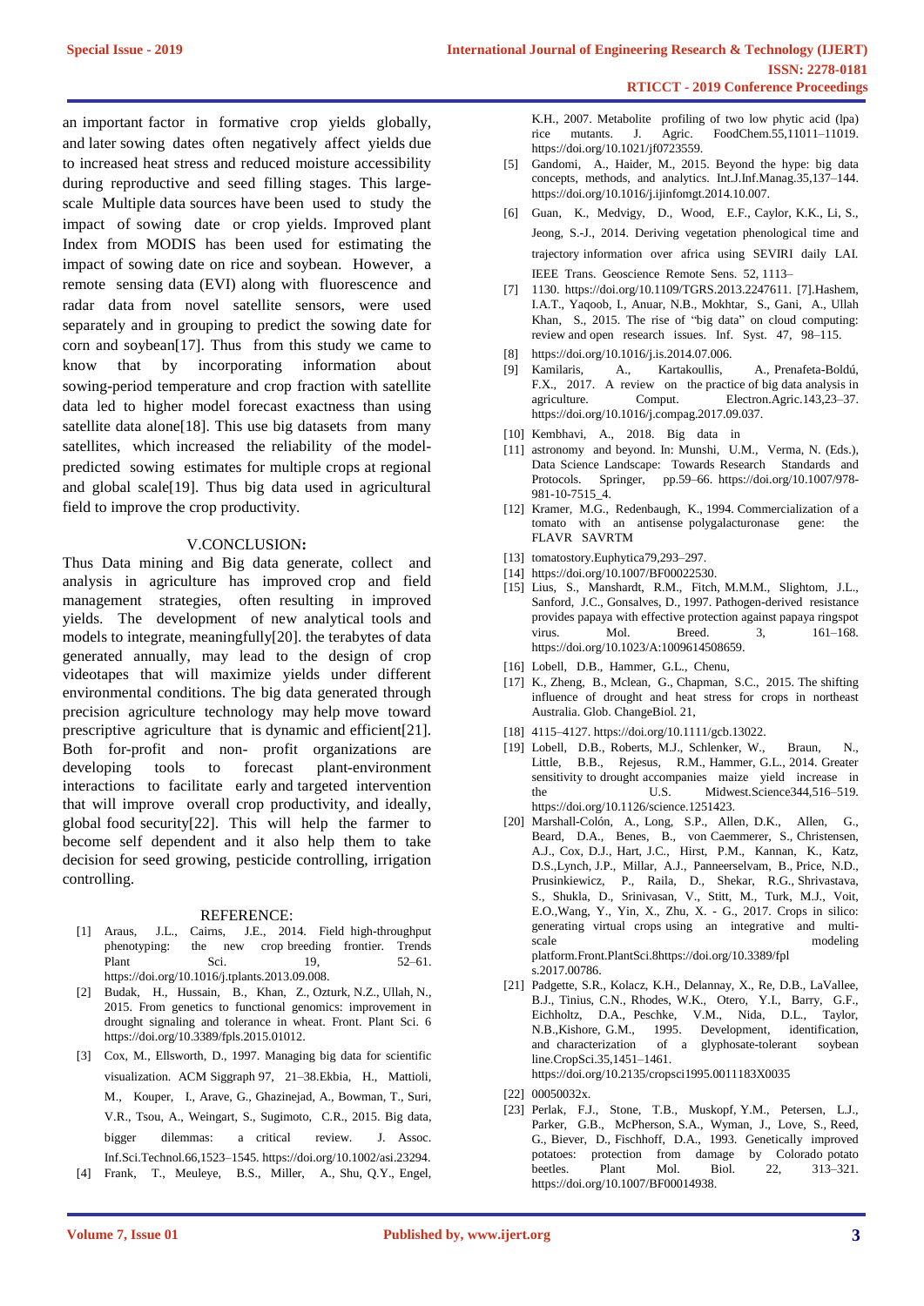an important factor in formative crop yields globally, and later sowing dates often negatively affect yields due to increased heat stress and reduced moisture accessibility during reproductive and seed filling stages. This large-scale Multiple data sources have been used to study the impact of sowing date or crop yields. Improved plant Index from MODIS has been used for estimating the impact of sowing date on rice and soybean. However, a remote sensing data (EVI) along with fluorescence and radar data from novel satellite sensors, were used separately and in grouping to predict the sowing date for corn and soybean[17]. Thus from this study we came to know that by incorporating information about sowing-period temperature and crop fraction with satellite data led to higher model forecast exactness than using satellite data alone[18]. This use big datasets from many satellites, which increased the reliability of the model-predicted sowing estimates for multiple crops at regional and global scale[19]. Thus big data used in agricultural field to improve the crop productivity.

## V.CONCLUSION:

Thus Data mining and Big data generate, collect and analysis in agriculture has improved crop and field management strategies, often resulting in improved yields. The development of new analytical tools and models to integrate, meaningfully[20]. the terabytes of data generated annually, may lead to the design of crop videotapes that will maximize yields under different environmental conditions. The big data generated through precision agriculture technology may help move toward prescriptive agriculture that is dynamic and efficient[21]. Both for-profit and non- profit organizations are developing tools to forecast plant-environment interactions to facilitate early and targeted intervention that will improve overall crop productivity, and ideally, global food security[22]. This will help the farmer to become self dependent and it also help them to take decision for seed growing, pesticide controlling, irrigation controlling.

## REFERENCE:

[1] Araus, J.L., Cairns, J.E., 2014. Field high-throughput phenotyping: the new crop breeding frontier. Trends Plant Sci. 19, 52–61. https://doi.org/10.1016/j.tplants.2013.09.008.

[2] Budak, H., Hussain, B., Khan, Z., Ozturk, N.Z., Ullah, N., 2015. From genetics to functional genomics: improvement in drought signaling and tolerance in wheat. Front. Plant Sci. 6 https://doi.org/10.3389/fpls.2015.01012.

[3] Cox, M., Ellsworth, D., 1997. Managing big data for scientific visualization. ACM Siggraph 97, 21–38.Ekbia, H., Mattioli, M., Kouper, I., Arave, G., Ghazinejad, A., Bowman, T., Suri, V.R., Tsou, A., Weingart, S., Sugimoto, C.R., 2015. Big data, bigger dilemmas: a critical review. J. Assoc. Inf.Sci.Technol.66,1523–1545. https://doi.org/10.1002/asi.23294.

[4] Frank, T., Meuleye, B.S., Miller, A., Shu, Q.Y., Engel, K.H., 2007. Metabolite profiling of two low phytic acid (lpa) rice mutants. J. Agric. FoodChem.55,11011–11019. https://doi.org/10.1021/jf0723559.

[5] Gandomi, A., Haider, M., 2015. Beyond the hype: big data concepts, methods, and analytics. Int.J.Inf.Manag.35,137–144. https://doi.org/10.1016/j.ijinfomgt.2014.10.007.

[6] Guan, K., Medvigy, D., Wood, E.F., Caylor, K.K., Li, S., Jeong, S.-J., 2014. Deriving vegetation phenological time and trajectory information over africa using SEVIRI daily LAI. IEEE Trans. Geoscience Remote Sens. 52, 1113–

[7] 1130. https://doi.org/10.1109/TGRS.2013.2247611. [7].Hashem, I.A.T., Yaqoob, I., Anuar, N.B., Mokhtar, S., Gani, A., Ullah Khan, S., 2015. The rise of "big data" on cloud computing: review and open research issues. Inf. Syst. 47, 98–115.

[8] https://doi.org/10.1016/j.is.2014.07.006.

[9] Kamilaris, A., Kartakoullis, A., Prenafeta-Boldú, F.X., 2017. A review on the practice of big data analysis in agriculture. Comput. Electron.Agric.143,23–37. https://doi.org/10.1016/j.compag.2017.09.037.

[10] Kembhavi, A., 2018. Big data in

[11] astronomy and beyond. In: Munshi, U.M., Verma, N. (Eds.), Data Science Landscape: Towards Research Standards and Protocols. Springer, pp.59–66. https://doi.org/10.1007/978-981-10-7515_4.

[12] Kramer, M.G., Redenbaugh, K., 1994. Commercialization of a tomato with an antisense polygalacturonase gene: the FLAVR SAVRTM

[13] tomatostory.Euphytica79,293–297.

[14] https://doi.org/10.1007/BF00022530.

[15] Lius, S., Manshardt, R.M., Fitch, M.M.M., Slightom, J.L., Sanford, J.C., Gonsalves, D., 1997. Pathogen-derived resistance provides papaya with effective protection against papaya ringspot virus. Mol. Breed. 3, 161–168. https://doi.org/10.1023/A:1009614508659.

[16] Lobell, D.B., Hammer, G.L., Chenu,

[17] K., Zheng, B., Mclean, G., Chapman, S.C., 2015. The shifting influence of drought and heat stress for crops in northeast Australia. Glob. ChangeBiol. 21,

[18] 4115–4127. https://doi.org/10.1111/gcb.13022.

[19] Lobell, D.B., Roberts, M.J., Schlenker, W., Braun, N., Little, B.B., Rejesus, R.M., Hammer, G.L., 2014. Greater sensitivity to drought accompanies maize yield increase in the U.S. Midwest.Science344,516–519. https://doi.org/10.1126/science.1251423.

[20] Marshall-Colón, A., Long, S.P., Allen, D.K., Allen, G., Beard, D.A., Benes, B., von Caemmerer, S., Christensen, A.J., Cox, D.J., Hart, J.C., Hirst, P.M., Kannan, K., Katz, D.S.,Lynch, J.P., Millar, A.J., Panneerselvam, B., Price, N.D., Prusinkiewicz, P., Raila, D., Shekar, R.G., Shrivastava, S., Shukla, D., Srinivasan, V., Stitt, M., Turk, M.J., Voit, E.O.,Wang, Y., Yin, X., Zhu, X. - G., 2017. Crops in silico: generating virtual crops using an integrative and multi-scale modeling platform.Front.PlantSci.8https://doi.org/10.3389/fpls.2017.00786.

[21] Padgette, S.R., Kolacz, K.H., Delannay, X., Re, D.B., LaVallee, B.J., Tinius, C.N., Rhodes, W.K., Otero, Y.I., Barry, G.F., Eichholtz, D.A., Peschke, V.M., Nida, D.L., Taylor, N.B.,Kishore, G.M., 1995. Development, identification, and characterization of a glyphosate-tolerant soybean line.CropSci.35,1451–1461. https://doi.org/10.2135/cropsci1995.0011183X0035

[22] 00050032x.

[23] Perlak, F.J., Stone, T.B., Muskopf, Y.M., Petersen, L.J., Parker, G.B., McPherson, S.A., Wyman, J., Love, S., Reed, G., Biever, D., Fischhoff, D.A., 1993. Genetically improved potatoes: protection from damage by Colorado potato beetles. Plant Mol. Biol. 22, 313–321. https://doi.org/10.1007/BF00014938.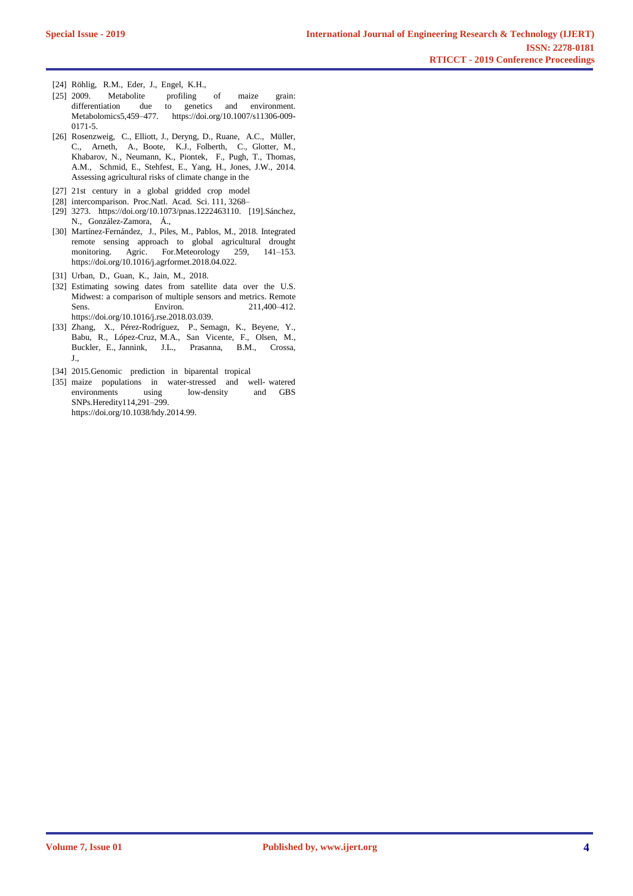[24] Röhlig, R.M., Eder, J., Engel, K.H.,

[25] 2009. Metabolite profiling of maize grain: differentiation due to genetics and environment. Metabolomics5,459–477. https://doi.org/10.1007/s11306-009-0171-5.

[26] Rosenzweig, C., Elliott, J., Deryng, D., Ruane, A.C., Müller, C., Arneth, A., Boote, K.J., Folberth, C., Glotter, M., Khabarov, N., Neumann, K., Piontek, F., Pugh, T., Thomas, A.M., Schmid, E., Stehfest, E., Yang, H., Jones, J.W., 2014. Assessing agricultural risks of climate change in the

[27] 21st century in a global gridded crop model

[28] intercomparison. Proc.Natl. Acad. Sci. 111, 3268–

[29] 3273. https://doi.org/10.1073/pnas.1222463110. [19].Sánchez, N., González-Zamora, Á.,

[30] Martínez-Fernández, J., Piles, M., Pablos, M., 2018. Integrated remote sensing approach to global agricultural drought monitoring. Agric. For.Meteorology 259, 141–153. https://doi.org/10.1016/j.agrformet.2018.04.022.

[31] Urban, D., Guan, K., Jain, M., 2018.

[32] Estimating sowing dates from satellite data over the U.S. Midwest: a comparison of multiple sensors and metrics. Remote Sens. Environ. 211,400–412. https://doi.org/10.1016/j.rse.2018.03.039.

[33] Zhang, X., Pérez-Rodríguez, P., Semagn, K., Beyene, Y., Babu, R., López-Cruz, M.A., San Vicente, F., Olsen, M., Buckler, E., Jannink, J.L., Prasanna, B.M., Crossa, J.,

[34] 2015.Genomic prediction in biparental tropical

[35] maize populations in water-stressed and well- watered environments using low-density and GBS SNPs.Heredity114,291–299. https://doi.org/10.1038/hdy.2014.99.